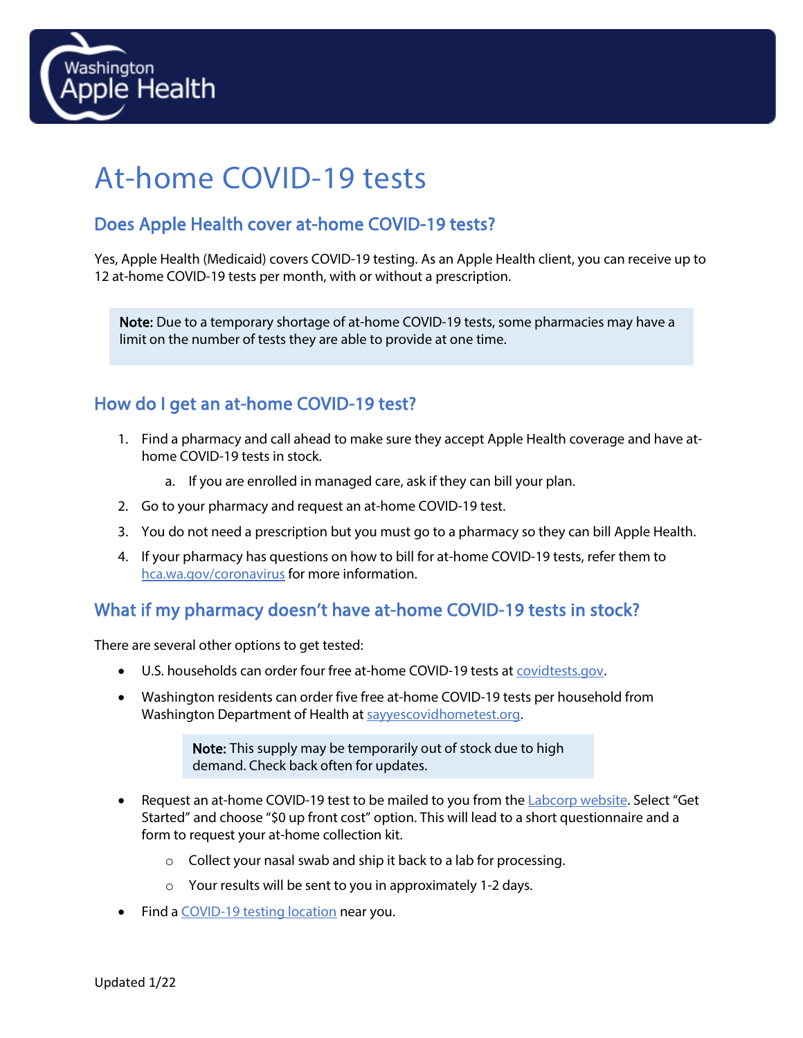Washington Apple Health

# At-home COVID-19 tests

## Does Apple Health cover at-home COVID-19 tests?

Yes, Apple Health (Medicaid) covers COVID-19 testing. As an Apple Health client, you can receive up to 12 at-home COVID-19 tests per month, with or without a prescription.

> **Note:** Due to a temporary shortage of at-home COVID-19 tests, some pharmacies may have a limit on the number of tests they are able to provide at one time.

## How do I get an at-home COVID-19 test?

1. Find a pharmacy and call ahead to make sure they accept Apple Health coverage and have at-home COVID-19 tests in stock.
   a. If you are enrolled in managed care, ask if they can bill your plan.
2. Go to your pharmacy and request an at-home COVID-19 test.
3. You do not need a prescription but you must go to a pharmacy so they can bill Apple Health.
4. If your pharmacy has questions on how to bill for at-home COVID-19 tests, refer them to hca.wa.gov/coronavirus for more information.

## What if my pharmacy doesn't have at-home COVID-19 tests in stock?

There are several other options to get tested:

- U.S. households can order four free at-home COVID-19 tests at covidtests.gov.
- Washington residents can order five free at-home COVID-19 tests per household from Washington Department of Health at sayyescovidhometest.org.

  > **Note:** This supply may be temporarily out of stock due to high demand. Check back often for updates.

- Request an at-home COVID-19 test to be mailed to you from the Labcorp website. Select "Get Started" and choose "$0 up front cost" option. This will lead to a short questionnaire and a form to request your at-home collection kit.
  - Collect your nasal swab and ship it back to a lab for processing.
  - Your results will be sent to you in approximately 1-2 days.
- Find a COVID-19 testing location near you.

Updated 1/22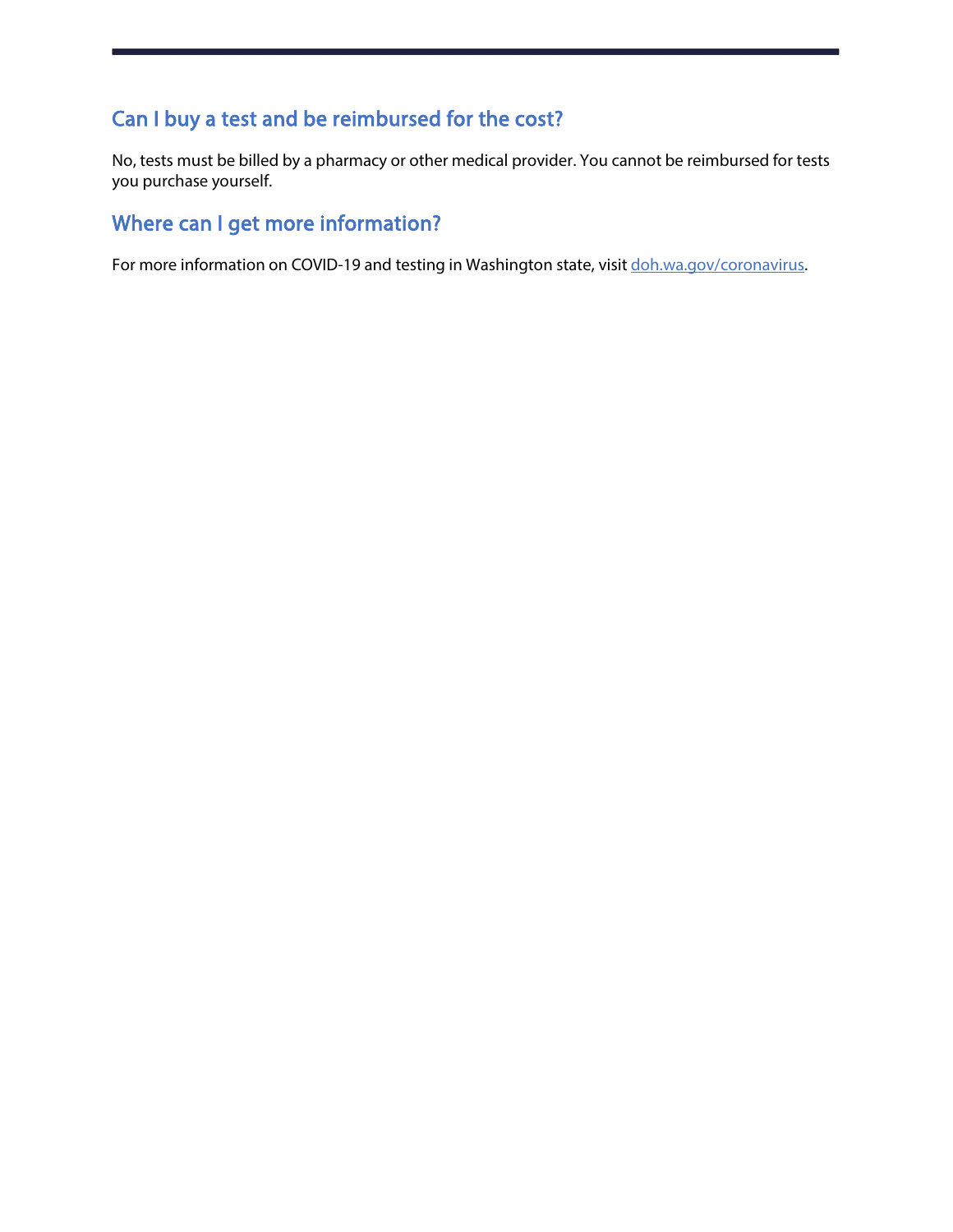## Can I buy a test and be reimbursed for the cost?

No, tests must be billed by a pharmacy or other medical provider. You cannot be reimbursed for tests you purchase yourself.

## Where can I get more information?

For more information on COVID-19 and testing in Washington state, visit [doh.wa.gov/coronavirus](doh.wa.gov/coronavirus).